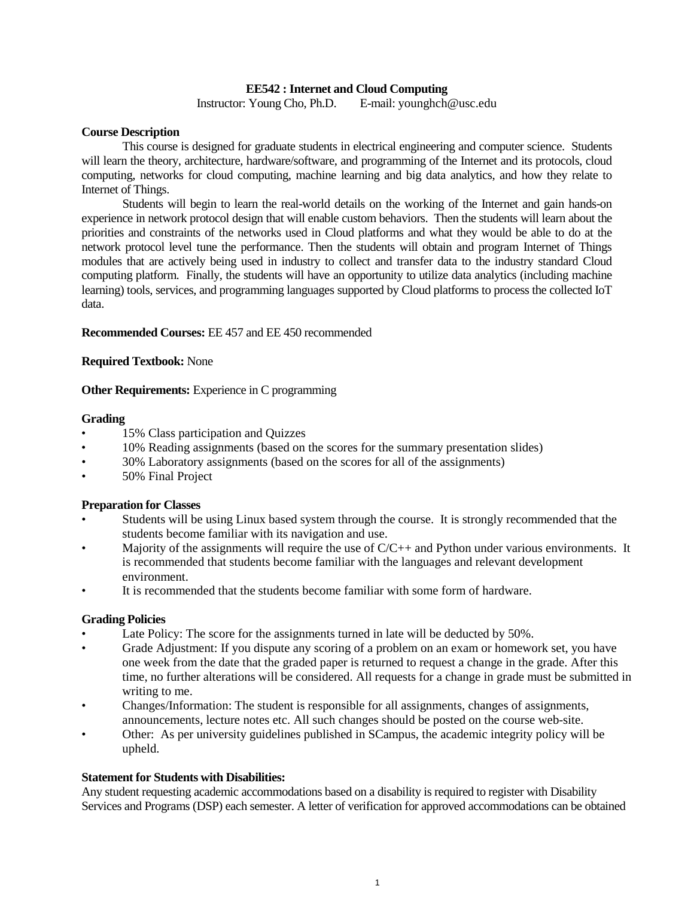**EE542 : Internet and Cloud Computing**

Instructor: Young Cho, Ph.D. E-mail: younghch@usc.edu

**Course Description**

This course is designed for graduate students in electrical engineering and computer science. Students will learn the theory, architecture, hardware/software, and programming of the Internet and its protocols, cloud computing, networks for cloud computing, machine learning and big data analytics, and how they relate to Internet of Things.

Students will begin to learn the real-world details on the working of the Internet and gain hands-on experience in network protocol design that will enable custom behaviors. Then the students will learn about the priorities and constraints of the networks used in Cloud platforms and what they would be able to do at the network protocol level tune the performance. Then the students will obtain and program Internet of Things modules that are actively being used in industry to collect and transfer data to the industry standard Cloud computing platform. Finally, the students will have an opportunity to utilize data analytics (including machine learning) tools, services, and programming languages supported by Cloud platforms to process the collected IoT data.

**Recommended Courses:** EE 457 and EE 450 recommended

**Required Textbook:** None

**Other Requirements:** Experience in C programming

**Grading**

- 15% Class participation and Quizzes
- 10% Reading assignments (based on the scores for the summary presentation slides)
- 30% Laboratory assignments (based on the scores for all of the assignments)
- 50% Final Project

**Preparation for Classes**

- Students will be using Linux based system through the course. It is strongly recommended that the students become familiar with its navigation and use.
- Majority of the assignments will require the use of C/C++ and Python under various environments. It is recommended that students become familiar with the languages and relevant development environment.
- It is recommended that the students become familiar with some form of hardware.

**Grading Policies**

- Late Policy: The score for the assignments turned in late will be deducted by 50%.
- Grade Adjustment: If you dispute any scoring of a problem on an exam or homework set, you have one week from the date that the graded paper is returned to request a change in the grade. After this time, no further alterations will be considered. All requests for a change in grade must be submitted in writing to me.
- Changes/Information: The student is responsible for all assignments, changes of assignments, announcements, lecture notes etc. All such changes should be posted on the course web-site.
- Other: As per university guidelines published in SCampus, the academic integrity policy will be upheld.

**Statement for Students with Disabilities:**

Any student requesting academic accommodations based on a disability is required to register with Disability Services and Programs (DSP) each semester. A letter of verification for approved accommodations can be obtained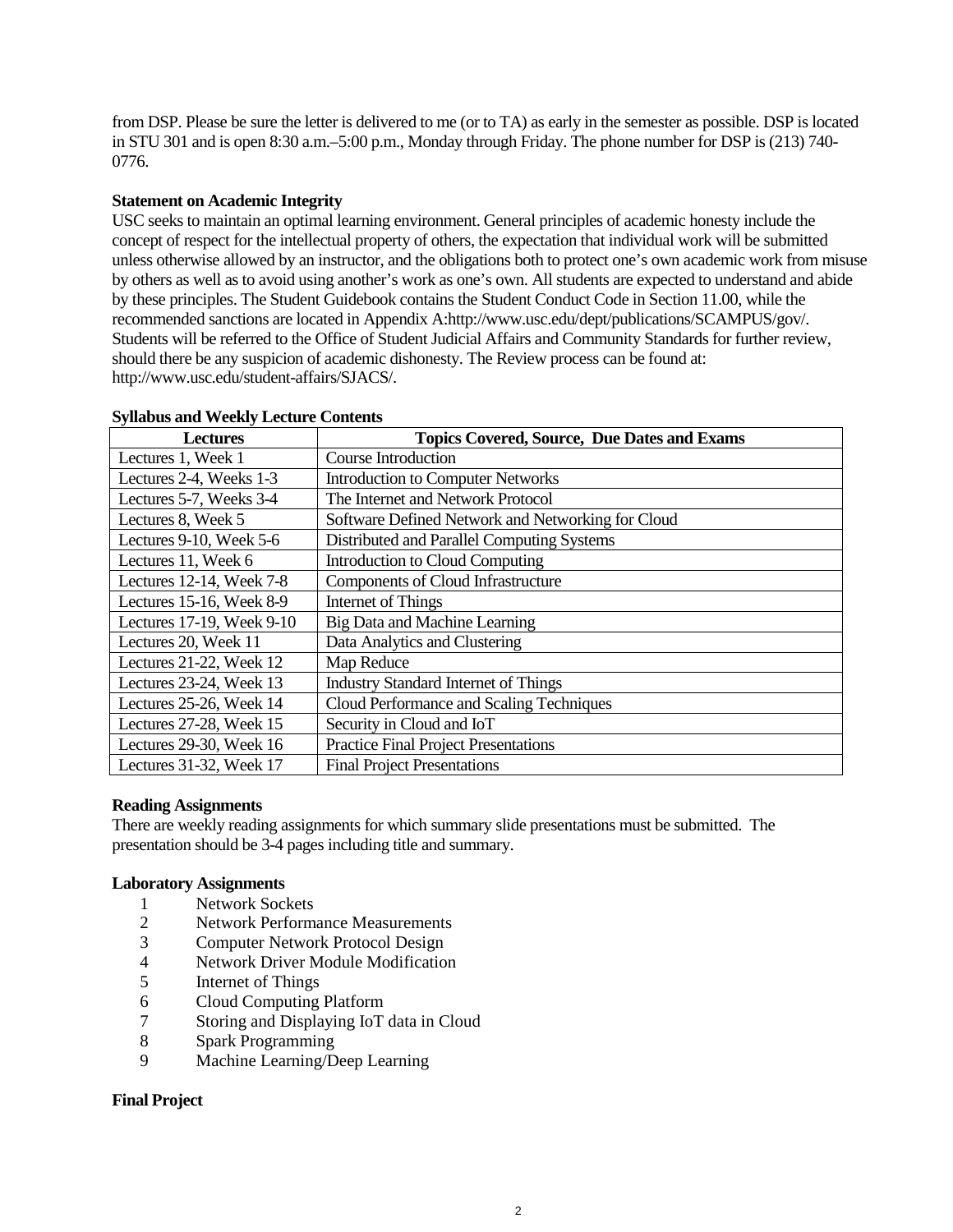from DSP. Please be sure the letter is delivered to me (or to TA) as early in the semester as possible. DSP is located in STU 301 and is open 8:30 a.m.–5:00 p.m., Monday through Friday. The phone number for DSP is (213) 740-0776.

**Statement on Academic Integrity**

USC seeks to maintain an optimal learning environment. General principles of academic honesty include the concept of respect for the intellectual property of others, the expectation that individual work will be submitted unless otherwise allowed by an instructor, and the obligations both to protect one's own academic work from misuse by others as well as to avoid using another's work as one's own. All students are expected to understand and abide by these principles. The Student Guidebook contains the Student Conduct Code in Section 11.00, while the recommended sanctions are located in Appendix A:http://www.usc.edu/dept/publications/SCAMPUS/gov/. Students will be referred to the Office of Student Judicial Affairs and Community Standards for further review, should there be any suspicion of academic dishonesty. The Review process can be found at: http://www.usc.edu/student-affairs/SJACS/.

**Syllabus and Weekly Lecture Contents**

| Lectures | Topics Covered, Source, Due Dates and Exams |
|---|---|
| Lectures 1, Week 1 | Course Introduction |
| Lectures 2-4, Weeks 1-3 | Introduction to Computer Networks |
| Lectures 5-7, Weeks 3-4 | The Internet and Network Protocol |
| Lectures 8, Week 5 | Software Defined Network and Networking for Cloud |
| Lectures 9-10, Week 5-6 | Distributed and Parallel Computing Systems |
| Lectures 11, Week 6 | Introduction to Cloud Computing |
| Lectures 12-14, Week 7-8 | Components of Cloud Infrastructure |
| Lectures 15-16, Week 8-9 | Internet of Things |
| Lectures 17-19, Week 9-10 | Big Data and Machine Learning |
| Lectures 20, Week 11 | Data Analytics and Clustering |
| Lectures 21-22, Week 12 | Map Reduce |
| Lectures 23-24, Week 13 | Industry Standard Internet of Things |
| Lectures 25-26, Week 14 | Cloud Performance and Scaling Techniques |
| Lectures 27-28, Week 15 | Security in Cloud and IoT |
| Lectures 29-30, Week 16 | Practice Final Project Presentations |
| Lectures 31-32, Week 17 | Final Project Presentations |

**Reading Assignments**

There are weekly reading assignments for which summary slide presentations must be submitted. The presentation should be 3-4 pages including title and summary.

**Laboratory Assignments**

1. Network Sockets
2. Network Performance Measurements
3. Computer Network Protocol Design
4. Network Driver Module Modification
5. Internet of Things
6. Cloud Computing Platform
7. Storing and Displaying IoT data in Cloud
8. Spark Programming
9. Machine Learning/Deep Learning

**Final Project**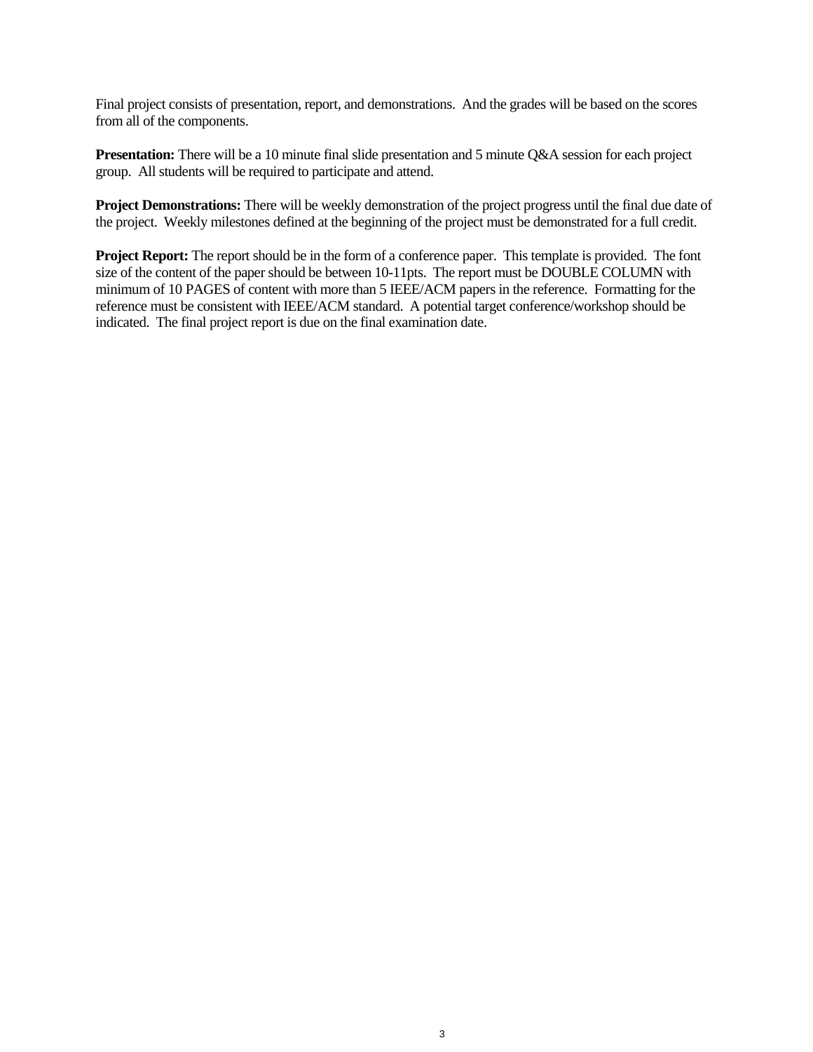Final project consists of presentation, report, and demonstrations. And the grades will be based on the scores from all of the components.

**Presentation:** There will be a 10 minute final slide presentation and 5 minute Q&A session for each project group. All students will be required to participate and attend.

**Project Demonstrations:** There will be weekly demonstration of the project progress until the final due date of the project. Weekly milestones defined at the beginning of the project must be demonstrated for a full credit.

**Project Report:** The report should be in the form of a conference paper. This template is provided. The font size of the content of the paper should be between 10-11pts. The report must be DOUBLE COLUMN with minimum of 10 PAGES of content with more than 5 IEEE/ACM papers in the reference. Formatting for the reference must be consistent with IEEE/ACM standard. A potential target conference/workshop should be indicated. The final project report is due on the final examination date.